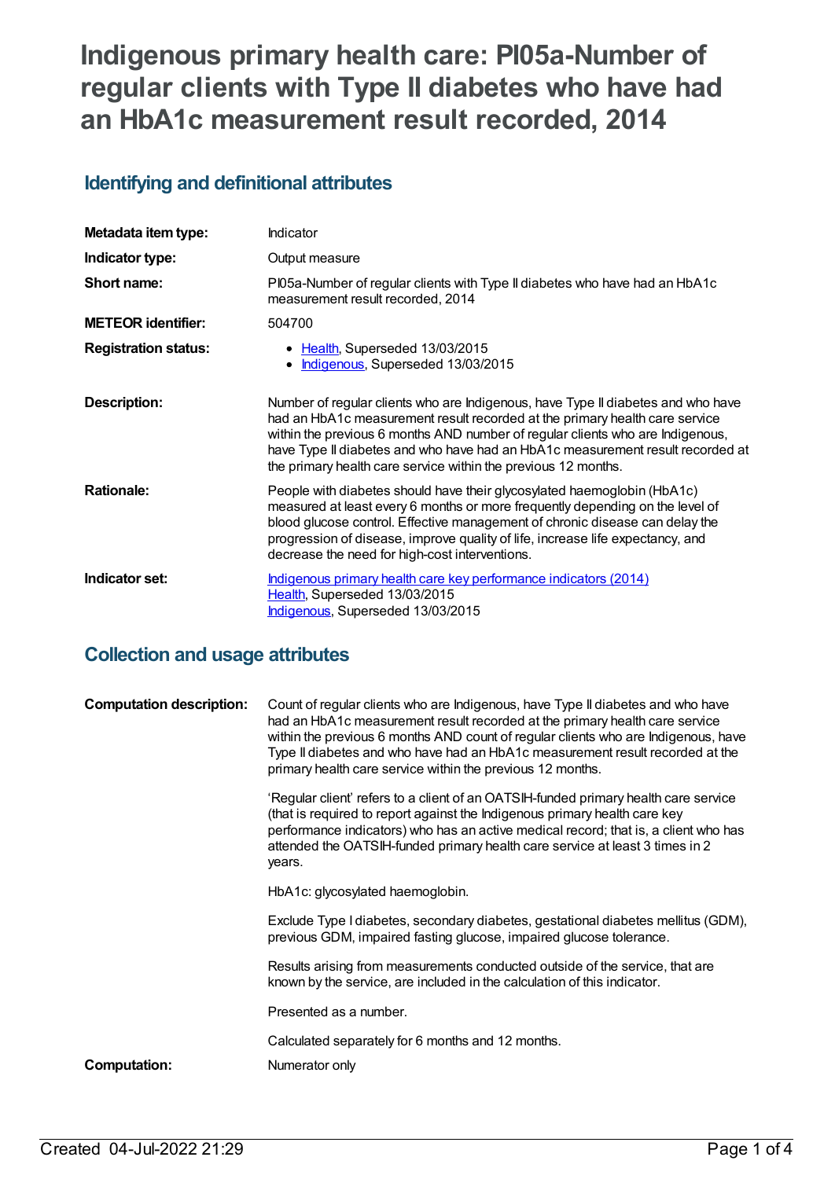# Indigenous primary health care: PI05a-Number of regular clients with Type II diabetes who have had an HbA1c measurement result recorded, 2014

## Identifying and definitional attributes

| | |
|---|---|
| **Metadata item type:** | Indicator |
| **Indicator type:** | Output measure |
| **Short name:** | PI05a-Number of regular clients with Type II diabetes who have had an HbA1c measurement result recorded, 2014 |
| **METEOR identifier:** | 504700 |
| **Registration status:** | • Health, Superseded 13/03/2015<br>• Indigenous, Superseded 13/03/2015 |
| **Description:** | Number of regular clients who are Indigenous, have Type II diabetes and who have had an HbA1c measurement result recorded at the primary health care service within the previous 6 months AND number of regular clients who are Indigenous, have Type II diabetes and who have had an HbA1c measurement result recorded at the primary health care service within the previous 12 months. |
| **Rationale:** | People with diabetes should have their glycosylated haemoglobin (HbA1c) measured at least every 6 months or more frequently depending on the level of blood glucose control. Effective management of chronic disease can delay the progression of disease, improve quality of life, increase life expectancy, and decrease the need for high-cost interventions. |
| **Indicator set:** | Indigenous primary health care key performance indicators (2014)<br>Health, Superseded 13/03/2015<br>Indigenous, Superseded 13/03/2015 |

## Collection and usage attributes

| | |
|---|---|
| **Computation description:** | Count of regular clients who are Indigenous, have Type II diabetes and who have had an HbA1c measurement result recorded at the primary health care service within the previous 6 months AND count of regular clients who are Indigenous, have Type II diabetes and who have had an HbA1c measurement result recorded at the primary health care service within the previous 12 months.<br><br>'Regular client' refers to a client of an OATSIH-funded primary health care service (that is required to report against the Indigenous primary health care key performance indicators) who has an active medical record; that is, a client who has attended the OATSIH-funded primary health care service at least 3 times in 2 years.<br><br>HbA1c: glycosylated haemoglobin.<br><br>Exclude Type I diabetes, secondary diabetes, gestational diabetes mellitus (GDM), previous GDM, impaired fasting glucose, impaired glucose tolerance.<br><br>Results arising from measurements conducted outside of the service, that are known by the service, are included in the calculation of this indicator.<br><br>Presented as a number.<br><br>Calculated separately for 6 months and 12 months. |
| **Computation:** | Numerator only |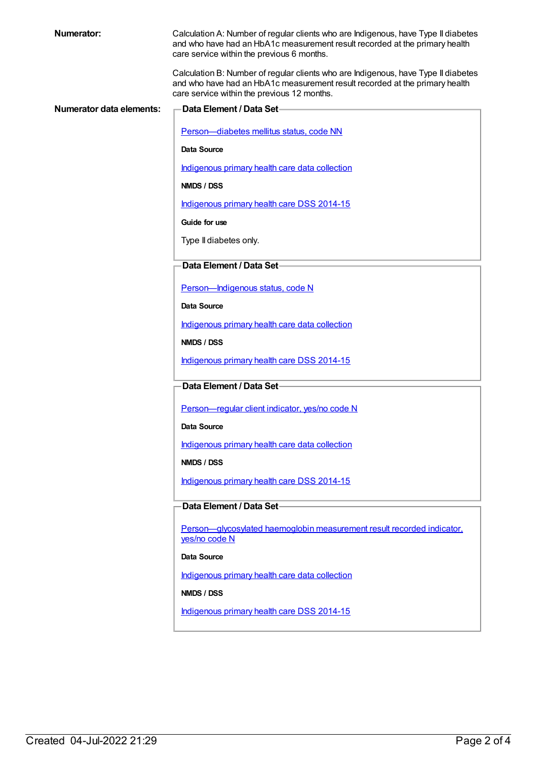**Numerator:**

Calculation A: Number of regular clients who are Indigenous, have Type II diabetes and who have had an HbA1c measurement result recorded at the primary health care service within the previous 6 months.

Calculation B: Number of regular clients who are Indigenous, have Type II diabetes and who have had an HbA1c measurement result recorded at the primary health care service within the previous 12 months.

**Numerator data elements:**

**Data Element / Data Set**

Person—diabetes mellitus status, code NN

**Data Source**

Indigenous primary health care data collection

**NMDS / DSS**

Indigenous primary health care DSS 2014-15

**Guide for use**

Type II diabetes only.

**Data Element / Data Set**

Person—Indigenous status, code N

**Data Source**

Indigenous primary health care data collection

**NMDS / DSS**

Indigenous primary health care DSS 2014-15

**Data Element / Data Set**

Person—regular client indicator, yes/no code N

**Data Source**

Indigenous primary health care data collection

**NMDS / DSS**

Indigenous primary health care DSS 2014-15

**Data Element / Data Set**

Person—glycosylated haemoglobin measurement result recorded indicator, yes/no code N

**Data Source**

Indigenous primary health care data collection

**NMDS / DSS**

Indigenous primary health care DSS 2014-15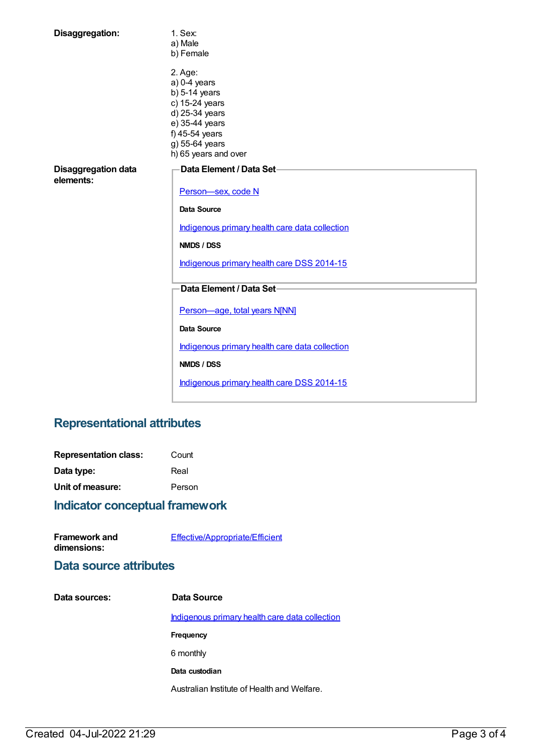**Disaggregation:**

1. Sex:
a) Male
b) Female

2. Age:
a) 0-4 years
b) 5-14 years
c) 15-24 years
d) 25-34 years
e) 35-44 years
f) 45-54 years
g) 55-64 years
h) 65 years and over

**Disaggregation data elements:**

**Data Element / Data Set**

Person—sex, code N

**Data Source**

Indigenous primary health care data collection

**NMDS / DSS**

Indigenous primary health care DSS 2014-15

**Data Element / Data Set**

Person—age, total years N[NN]

**Data Source**

Indigenous primary health care data collection

**NMDS / DSS**

Indigenous primary health care DSS 2014-15

## Representational attributes

**Representation class:** Count

**Data type:** Real

**Unit of measure:** Person

## Indicator conceptual framework

**Framework and dimensions:** Effective/Appropriate/Efficient

## Data source attributes

**Data sources:**

**Data Source**

Indigenous primary health care data collection

**Frequency**

6 monthly

**Data custodian**

Australian Institute of Health and Welfare.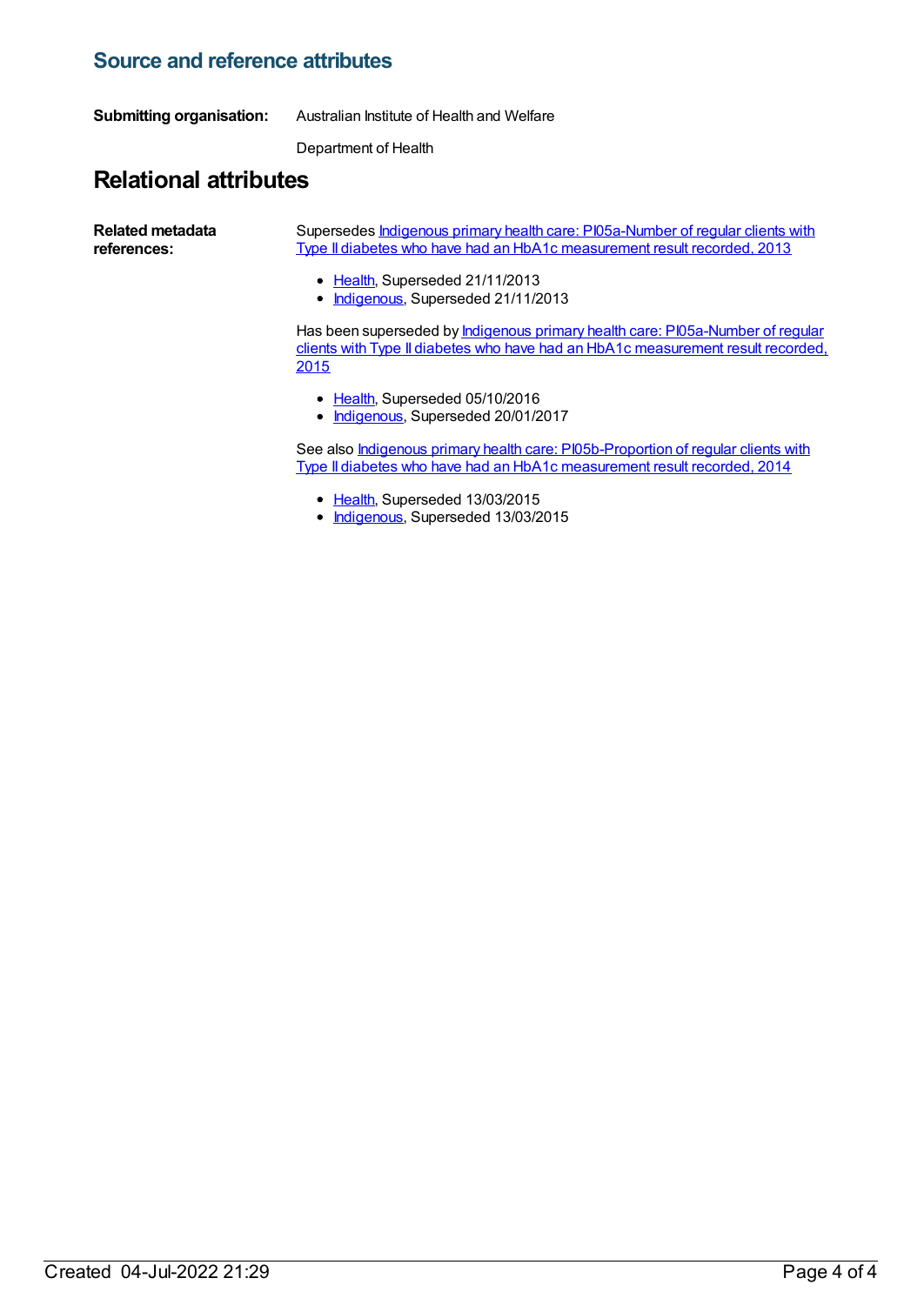## Source and reference attributes

**Submitting organisation:** Australian Institute of Health and Welfare

Department of Health

# Relational attributes

**Related metadata references:**

Supersedes Indigenous primary health care: PI05a-Number of regular clients with Type II diabetes who have had an HbA1c measurement result recorded, 2013

- Health, Superseded 21/11/2013
- Indigenous, Superseded 21/11/2013

Has been superseded by Indigenous primary health care: PI05a-Number of regular clients with Type II diabetes who have had an HbA1c measurement result recorded, 2015

- Health, Superseded 05/10/2016
- Indigenous, Superseded 20/01/2017

See also Indigenous primary health care: PI05b-Proportion of regular clients with Type II diabetes who have had an HbA1c measurement result recorded, 2014

- Health, Superseded 13/03/2015
- Indigenous, Superseded 13/03/2015